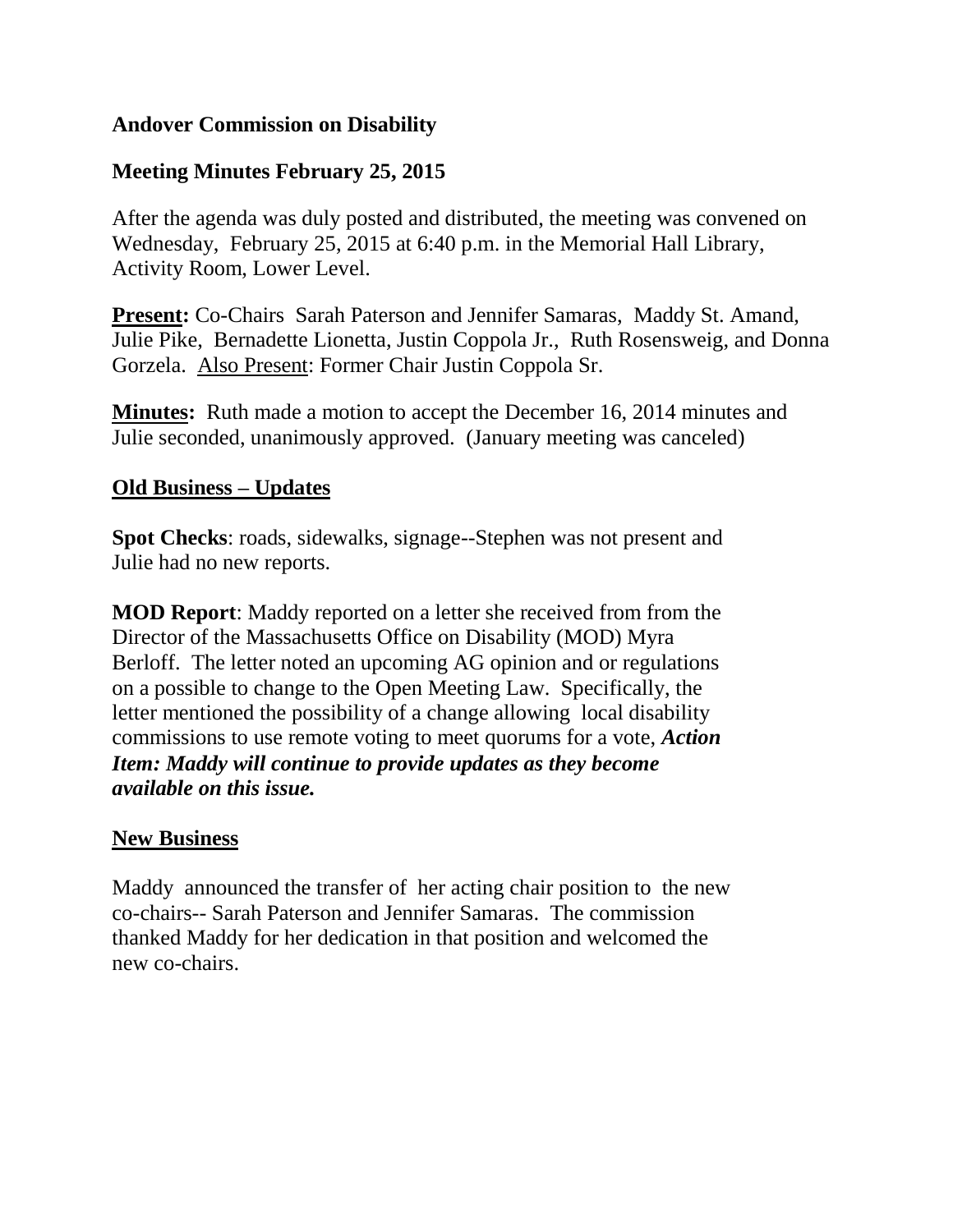**Andover Commission on Disability**

**Meeting Minutes February 25, 2015**

After the agenda was duly posted and distributed, the meeting was convened on Wednesday, February 25, 2015 at 6:40 p.m. in the Memorial Hall Library, Activity Room, Lower Level.

**Present:** Co-Chairs Sarah Paterson and Jennifer Samaras, Maddy St. Amand, Julie Pike, Bernadette Lionetta, Justin Coppola Jr., Ruth Rosensweig, and Donna Gorzela. Also Present: Former Chair Justin Coppola Sr.

**Minutes:** Ruth made a motion to accept the December 16, 2014 minutes and Julie seconded, unanimously approved. (January meeting was canceled)

**Old Business – Updates**

**Spot Checks**: roads, sidewalks, signage--Stephen was not present and Julie had no new reports.

**MOD Report**: Maddy reported on a letter she received from from the Director of the Massachusetts Office on Disability (MOD) Myra Berloff. The letter noted an upcoming AG opinion and or regulations on a possible to change to the Open Meeting Law. Specifically, the letter mentioned the possibility of a change allowing local disability commissions to use remote voting to meet quorums for a vote, ***Action Item: Maddy will continue to provide updates as they become available on this issue.***

**New Business**

Maddy announced the transfer of her acting chair position to the new co-chairs-- Sarah Paterson and Jennifer Samaras. The commission thanked Maddy for her dedication in that position and welcomed the new co-chairs.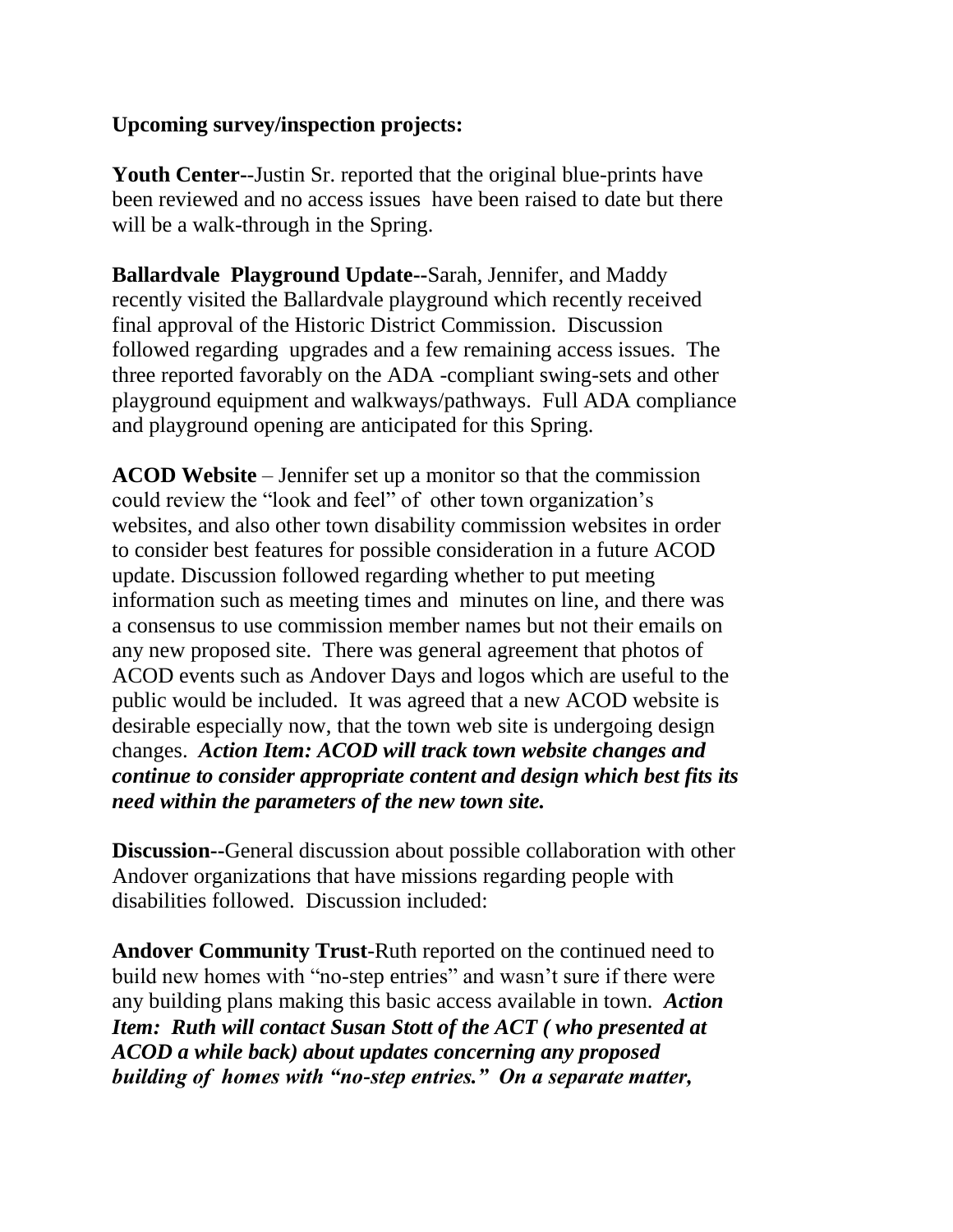**Upcoming survey/inspection projects:**

**Youth Center**--Justin Sr. reported that the original blue-prints have been reviewed and no access issues have been raised to date but there will be a walk-through in the Spring.

**Ballardvale Playground Update**--Sarah, Jennifer, and Maddy recently visited the Ballardvale playground which recently received final approval of the Historic District Commission. Discussion followed regarding upgrades and a few remaining access issues. The three reported favorably on the ADA -compliant swing-sets and other playground equipment and walkways/pathways. Full ADA compliance and playground opening are anticipated for this Spring.

**ACOD Website** – Jennifer set up a monitor so that the commission could review the "look and feel" of other town organization's websites, and also other town disability commission websites in order to consider best features for possible consideration in a future ACOD update. Discussion followed regarding whether to put meeting information such as meeting times and minutes on line, and there was a consensus to use commission member names but not their emails on any new proposed site. There was general agreement that photos of ACOD events such as Andover Days and logos which are useful to the public would be included. It was agreed that a new ACOD website is desirable especially now, that the town web site is undergoing design changes. ***Action Item: ACOD will track town website changes and continue to consider appropriate content and design which best fits its need within the parameters of the new town site.***

**Discussion**--General discussion about possible collaboration with other Andover organizations that have missions regarding people with disabilities followed. Discussion included:

**Andover Community Trust**-Ruth reported on the continued need to build new homes with "no-step entries" and wasn't sure if there were any building plans making this basic access available in town. ***Action Item: Ruth will contact Susan Stott of the ACT ( who presented at ACOD a while back) about updates concerning any proposed building of homes with "no-step entries." On a separate matter,***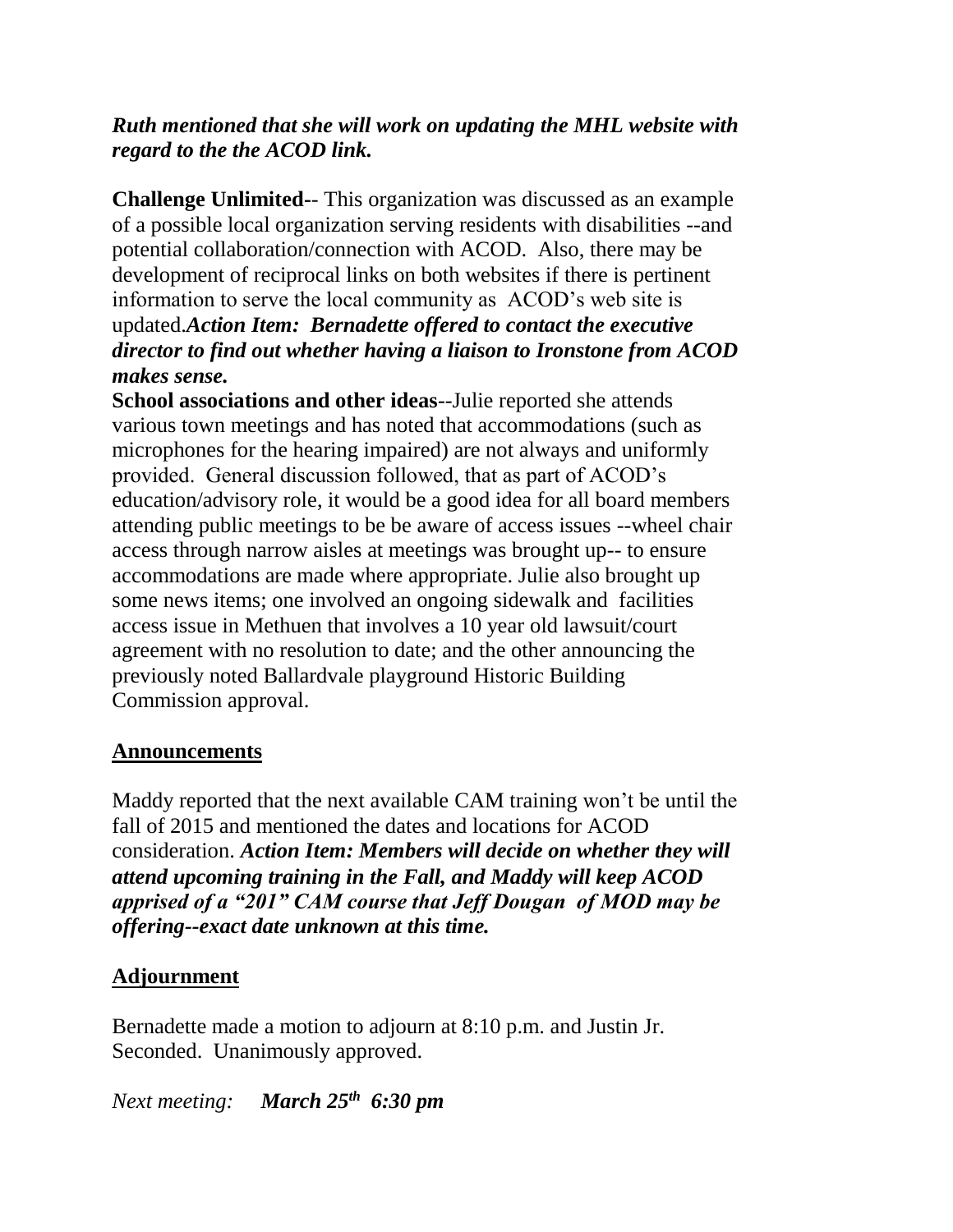***Ruth mentioned that she will work on updating the MHL website with regard to the the ACOD link.***

**Challenge Unlimited**-- This organization was discussed as an example of a possible local organization serving residents with disabilities --and potential collaboration/connection with ACOD. Also, there may be development of reciprocal links on both websites if there is pertinent information to serve the local community as ACOD's web site is updated.***Action Item: Bernadette offered to contact the executive director to find out whether having a liaison to Ironstone from ACOD makes sense.***

**School associations and other ideas**--Julie reported she attends various town meetings and has noted that accommodations (such as microphones for the hearing impaired) are not always and uniformly provided. General discussion followed, that as part of ACOD's education/advisory role, it would be a good idea for all board members attending public meetings to be be aware of access issues --wheel chair access through narrow aisles at meetings was brought up-- to ensure accommodations are made where appropriate. Julie also brought up some news items; one involved an ongoing sidewalk and facilities access issue in Methuen that involves a 10 year old lawsuit/court agreement with no resolution to date; and the other announcing the previously noted Ballardvale playground Historic Building Commission approval.

## Announcements

Maddy reported that the next available CAM training won't be until the fall of 2015 and mentioned the dates and locations for ACOD consideration. ***Action Item: Members will decide on whether they will attend upcoming training in the Fall, and Maddy will keep ACOD apprised of a "201" CAM course that Jeff Dougan of MOD may be offering--exact date unknown at this time.***

## Adjournment

Bernadette made a motion to adjourn at 8:10 p.m. and Justin Jr. Seconded. Unanimously approved.

*Next meeting:* ***March 25th 6:30 pm***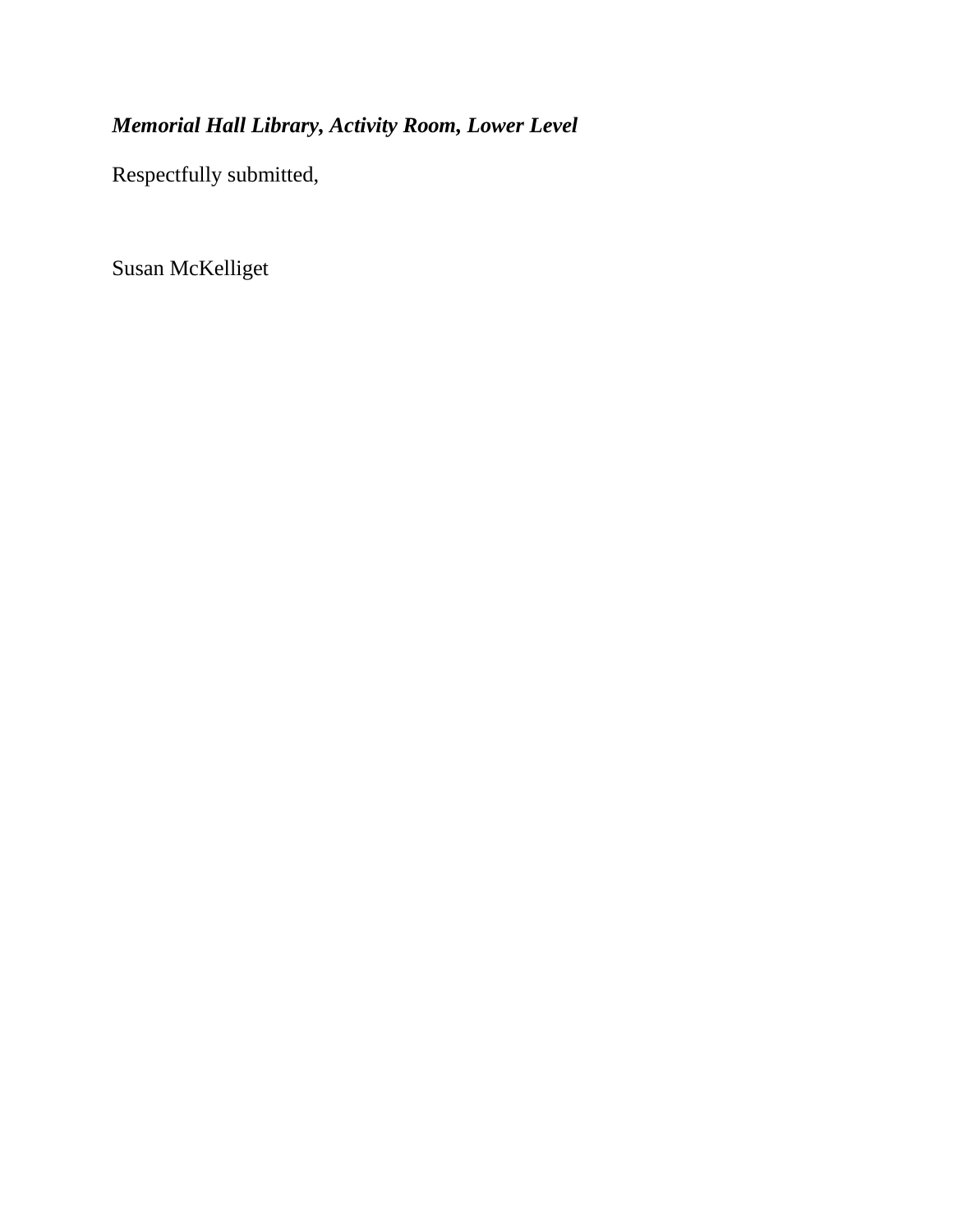***Memorial Hall Library, Activity Room, Lower Level***

Respectfully submitted,

Susan McKelliget